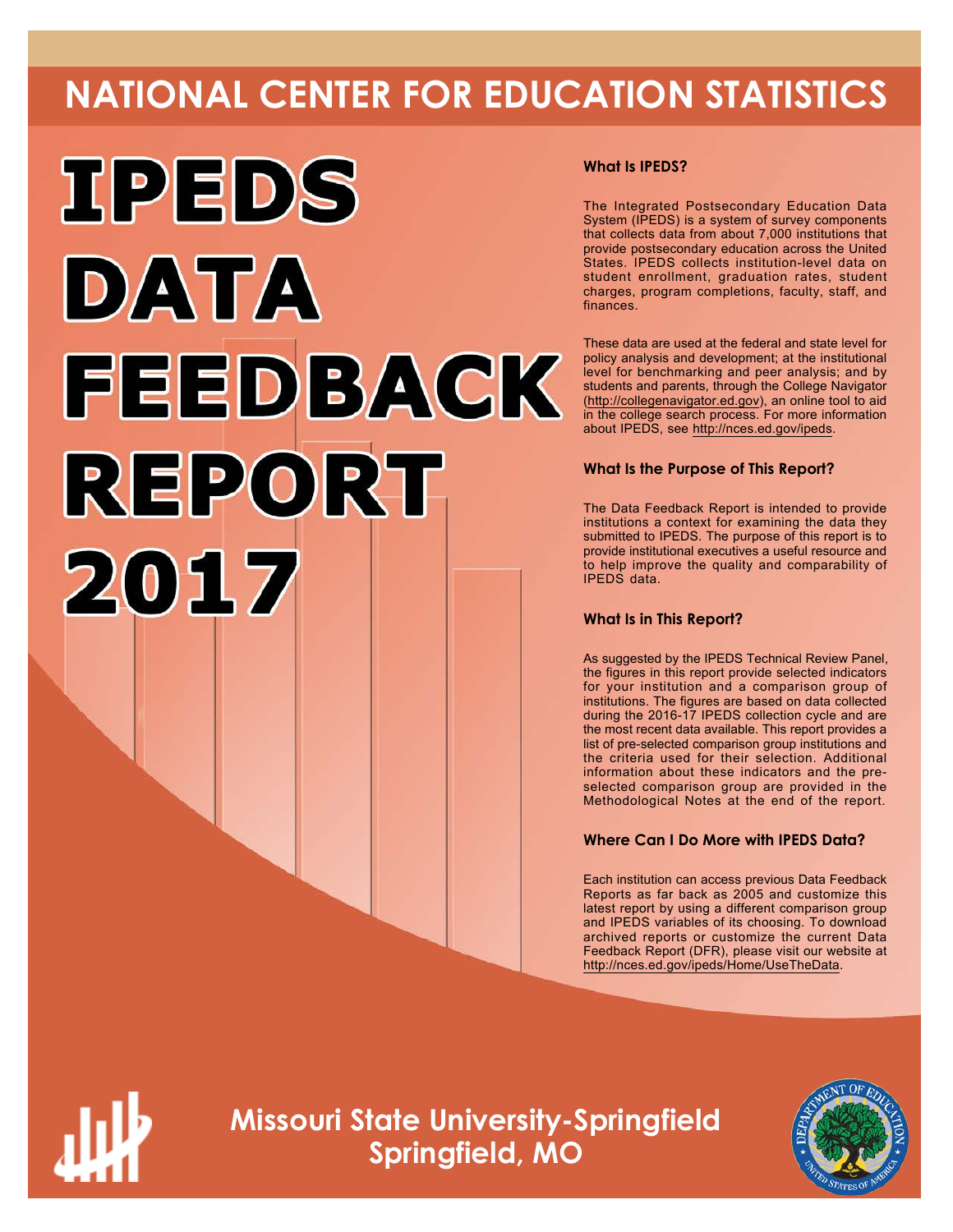# NATIONAL CENTER FOR EDUCATION STATISTICS

# IPEDS DATA FEEDBACK REPORT 2017

### What Is IPEDS?

The Integrated Postsecondary Education Data System (IPEDS) is a system of survey components that collects data from about 7,000 institutions that provide postsecondary education across the United States. IPEDS collects institution-level data on student enrollment, graduation rates, student charges, program completions, faculty, staff, and finances.

These data are used at the federal and state level for policy analysis and development; at the institutional level for benchmarking and peer analysis; and by students and parents, through the College Navigator (http://collegenavigator.ed.gov), an online tool to aid in the college search process. For more information about IPEDS, see http://nces.ed.gov/ipeds.

### What Is the Purpose of This Report?

The Data Feedback Report is intended to provide institutions a context for examining the data they submitted to IPEDS. The purpose of this report is to provide institutional executives a useful resource and to help improve the quality and comparability of IPEDS data.

### What Is in This Report?

As suggested by the IPEDS Technical Review Panel, the figures in this report provide selected indicators for your institution and a comparison group of institutions. The figures are based on data collected during the 2016-17 IPEDS collection cycle and are the most recent data available. This report provides a list of pre-selected comparison group institutions and the criteria used for their selection. Additional information about these indicators and the pre-selected comparison group are provided in the Methodological Notes at the end of the report.

### Where Can I Do More with IPEDS Data?

Each institution can access previous Data Feedback Reports as far back as 2005 and customize this latest report by using a different comparison group and IPEDS variables of its choosing. To download archived reports or customize the current Data Feedback Report (DFR), please visit our website at http://nces.ed.gov/ipeds/Home/UseTheData.

## Missouri State University-Springfield
## Springfield, MO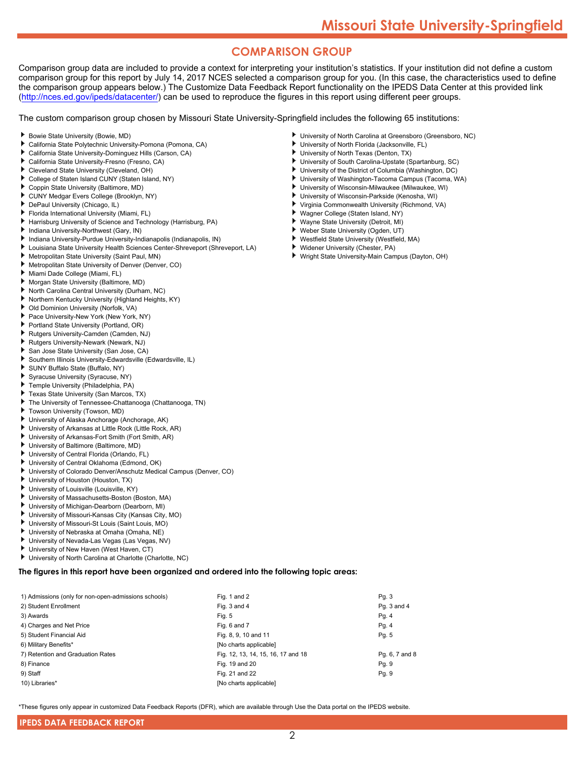## COMPARISON GROUP

Comparison group data are included to provide a context for interpreting your institution's statistics. If your institution did not define a custom comparison group for this report by July 14, 2017 NCES selected a comparison group for you. (In this case, the characteristics used to define the comparison group appears below.) The Customize Data Feedback Report functionality on the IPEDS Data Center at this provided link (http://nces.ed.gov/ipeds/datacenter/) can be used to reproduce the figures in this report using different peer groups.

The custom comparison group chosen by Missouri State University-Springfield includes the following 65 institutions:

- Bowie State University (Bowie, MD)
- California State Polytechnic University-Pomona (Pomona, CA)
- California State University-Dominguez Hills (Carson, CA)
- California State University-Fresno (Fresno, CA)
- Cleveland State University (Cleveland, OH)
- College of Staten Island CUNY (Staten Island, NY)
- Coppin State University (Baltimore, MD)
- CUNY Medgar Evers College (Brooklyn, NY)
- DePaul University (Chicago, IL)
- Florida International University (Miami, FL)
- Harrisburg University of Science and Technology (Harrisburg, PA)
- Indiana University-Northwest (Gary, IN)
- Indiana University-Purdue University-Indianapolis (Indianapolis, IN)
- Louisiana State University Health Sciences Center-Shreveport (Shreveport, LA)
- Metropolitan State University (Saint Paul, MN)
- Metropolitan State University of Denver (Denver, CO)
- Miami Dade College (Miami, FL)
- Morgan State University (Baltimore, MD)
- North Carolina Central University (Durham, NC)
- Northern Kentucky University (Highland Heights, KY)
- Old Dominion University (Norfolk, VA)
- Pace University-New York (New York, NY)
- Portland State University (Portland, OR)
- Rutgers University-Camden (Camden, NJ)
- Rutgers University-Newark (Newark, NJ)
- San Jose State University (San Jose, CA)
- Southern Illinois University-Edwardsville (Edwardsville, IL)
- SUNY Buffalo State (Buffalo, NY)
- Syracuse University (Syracuse, NY)
- Temple University (Philadelphia, PA)
- Texas State University (San Marcos, TX)
- The University of Tennessee-Chattanooga (Chattanooga, TN)
- Towson University (Towson, MD)
- University of Alaska Anchorage (Anchorage, AK)
- University of Arkansas at Little Rock (Little Rock, AR)
- University of Arkansas-Fort Smith (Fort Smith, AR)
- University of Baltimore (Baltimore, MD)
- University of Central Florida (Orlando, FL)
- University of Central Oklahoma (Edmond, OK)
- University of Colorado Denver/Anschutz Medical Campus (Denver, CO)
- University of Houston (Houston, TX)
- University of Louisville (Louisville, KY)
- University of Massachusetts-Boston (Boston, MA)
- University of Michigan-Dearborn (Dearborn, MI)
- University of Missouri-Kansas City (Kansas City, MO)
- University of Missouri-St Louis (Saint Louis, MO)
- University of Nebraska at Omaha (Omaha, NE)
- University of Nevada-Las Vegas (Las Vegas, NV)
- University of New Haven (West Haven, CT)
- University of North Carolina at Charlotte (Charlotte, NC)
- University of North Carolina at Greensboro (Greensboro, NC)
- University of North Florida (Jacksonville, FL)
- University of North Texas (Denton, TX)
- University of South Carolina-Upstate (Spartanburg, SC)
- University of the District of Columbia (Washington, DC)
- University of Washington-Tacoma Campus (Tacoma, WA)
- University of Wisconsin-Milwaukee (Milwaukee, WI)
- University of Wisconsin-Parkside (Kenosha, WI)
- Virginia Commonwealth University (Richmond, VA)
- Wagner College (Staten Island, NY)
- Wayne State University (Detroit, MI)
- Weber State University (Ogden, UT)
- Westfield State University (Westfield, MA)
- Widener University (Chester, PA)
- Wright State University-Main Campus (Dayton, OH)

**The figures in this report have been organized and ordered into the following topic areas:**

| Topic area | Figures | Pages |
|---|---|---|
| 1) Admissions (only for non-open-admissions schools) | Fig. 1 and 2 | Pg. 3 |
| 2) Student Enrollment | Fig. 3 and 4 | Pg. 3 and 4 |
| 3) Awards | Fig. 5 | Pg. 4 |
| 4) Charges and Net Price | Fig. 6 and 7 | Pg. 4 |
| 5) Student Financial Aid | Fig. 8, 9, 10 and 11 | Pg. 5 |
| 6) Military Benefits* | [No charts applicable] | |
| 7) Retention and Graduation Rates | Fig. 12, 13, 14, 15, 16, 17 and 18 | Pg. 6, 7 and 8 |
| 8) Finance | Fig. 19 and 20 | Pg. 9 |
| 9) Staff | Fig. 21 and 22 | Pg. 9 |
| 10) Libraries* | [No charts applicable] | |

*These figures only appear in customized Data Feedback Reports (DFR), which are available through Use the Data portal on the IPEDS website.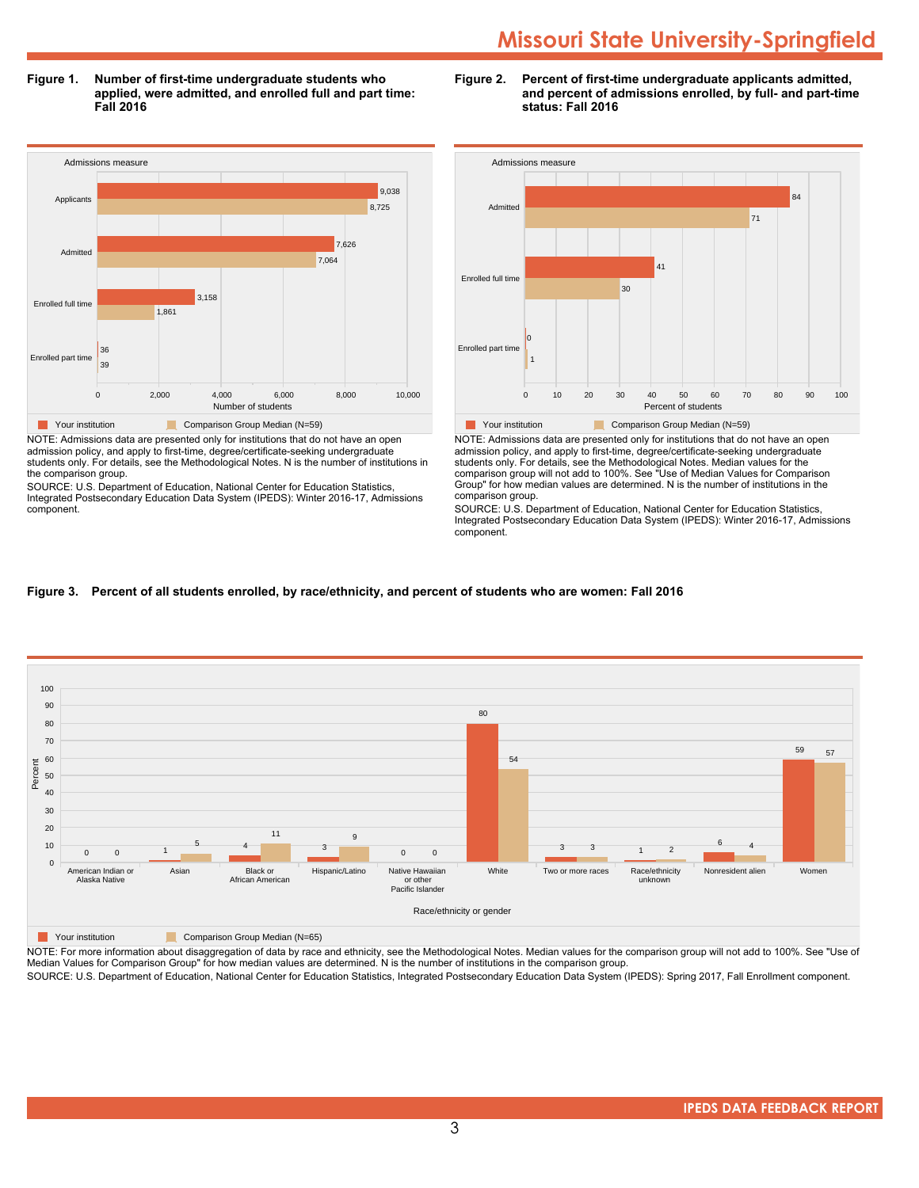# Missouri State University-Springfield

**Figure 1. Number of first-time undergraduate students who applied, were admitted, and enrolled full and part time: Fall 2016**

| Admissions measure | Your institution | Comparison Group Median (N=59) |
|---|---|---|
| Applicants | 9,038 | 8,725 |
| Admitted | 7,626 | 7,064 |
| Enrolled full time | 3,158 | 1,861 |
| Enrolled part time | 36 | 39 |

NOTE: Admissions data are presented only for institutions that do not have an open admission policy, and apply to first-time, degree/certificate-seeking undergraduate students only. For details, see the Methodological Notes. N is the number of institutions in the comparison group.

SOURCE: U.S. Department of Education, National Center for Education Statistics, Integrated Postsecondary Education Data System (IPEDS): Winter 2016-17, Admissions component.

**Figure 2. Percent of first-time undergraduate applicants admitted, and percent of admissions enrolled, by full- and part-time status: Fall 2016**

| Admissions measure | Your institution | Comparison Group Median (N=59) |
|---|---|---|
| Admitted | 84 | 71 |
| Enrolled full time | 41 | 30 |
| Enrolled part time | 0 | 1 |

NOTE: Admissions data are presented only for institutions that do not have an open admission policy, and apply to first-time, degree/certificate-seeking undergraduate students only. For details, see the Methodological Notes. Median values for the comparison group will not add to 100%. See "Use of Median Values for Comparison Group" for how median values are determined. N is the number of institutions in the comparison group.

SOURCE: U.S. Department of Education, National Center for Education Statistics, Integrated Postsecondary Education Data System (IPEDS): Winter 2016-17, Admissions component.

**Figure 3. Percent of all students enrolled, by race/ethnicity, and percent of students who are women: Fall 2016**

| Race/ethnicity or gender | Your institution | Comparison Group Median (N=65) |
|---|---|---|
| American Indian or Alaska Native | 0 | 0 |
| Asian | 1 | 5 |
| Black or African American | 4 | 11 |
| Hispanic/Latino | 3 | 9 |
| Native Hawaiian or other Pacific Islander | 0 | 0 |
| White | 80 | 54 |
| Two or more races | 3 | 3 |
| Race/ethnicity unknown | 1 | 2 |
| Nonresident alien | 6 | 4 |
| Women | 59 | 57 |

NOTE: For more information about disaggregation of data by race and ethnicity, see the Methodological Notes. Median values for the comparison group will not add to 100%. See "Use of Median Values for Comparison Group" for how median values are determined. N is the number of institutions in the comparison group.

SOURCE: U.S. Department of Education, National Center for Education Statistics, Integrated Postsecondary Education Data System (IPEDS): Spring 2017, Fall Enrollment component.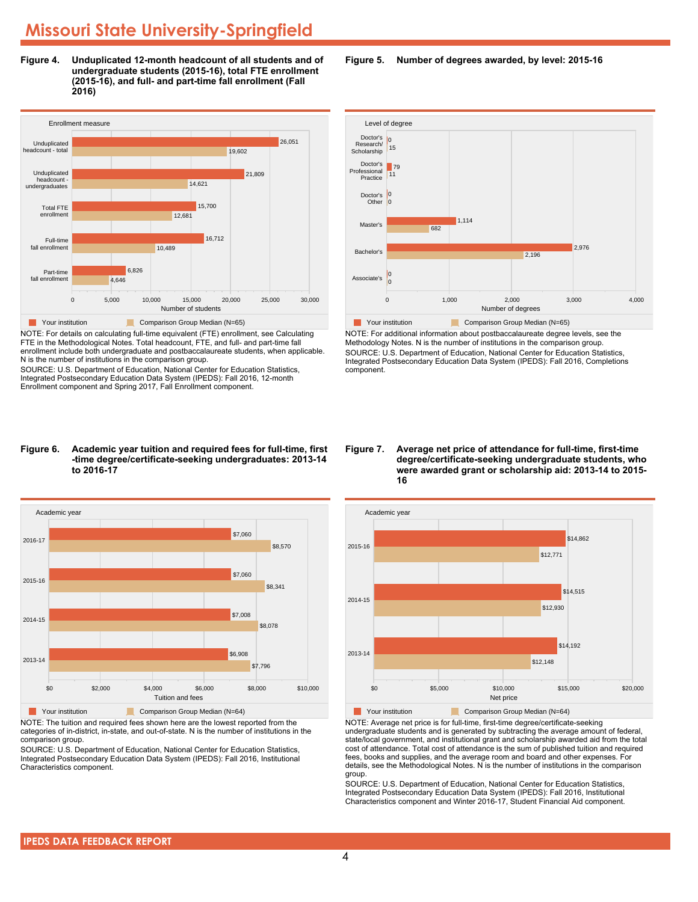# Missouri State University-Springfield

**Figure 4. Unduplicated 12-month headcount of all students and of undergraduate students (2015-16), total FTE enrollment (2015-16), and full- and part-time fall enrollment (Fall 2016)**

| Enrollment measure | Your institution | Comparison Group Median (N=65) |
|---|---|---|
| Unduplicated headcount - total | 26,051 | 19,602 |
| Unduplicated headcount - undergraduates | 21,809 | 14,621 |
| Total FTE enrollment | 15,700 | 12,681 |
| Full-time fall enrollment | 16,712 | 10,489 |
| Part-time fall enrollment | 6,826 | 4,646 |

NOTE: For details on calculating full-time equivalent (FTE) enrollment, see Calculating FTE in the Methodological Notes. Total headcount, FTE, and full- and part-time fall enrollment include both undergraduate and postbaccalaureate students, when applicable. N is the number of institutions in the comparison group.

SOURCE: U.S. Department of Education, National Center for Education Statistics, Integrated Postsecondary Education Data System (IPEDS): Fall 2016, 12-month Enrollment component and Spring 2017, Fall Enrollment component.

**Figure 5. Number of degrees awarded, by level: 2015-16**

| Level of degree | Your institution | Comparison Group Median (N=65) |
|---|---|---|
| Doctor's Research/ Scholarship | 0 | 15 |
| Doctor's Professional Practice | 79 | 11 |
| Doctor's Other | 0 | 0 |
| Master's | 1,114 | 682 |
| Bachelor's | 2,976 | 2,196 |
| Associate's | 0 | 0 |

NOTE: For additional information about postbaccalaureate degree levels, see the Methodology Notes. N is the number of institutions in the comparison group.

SOURCE: U.S. Department of Education, National Center for Education Statistics, Integrated Postsecondary Education Data System (IPEDS): Fall 2016, Completions component.

**Figure 6. Academic year tuition and required fees for full-time, first-time degree/certificate-seeking undergraduates: 2013-14 to 2016-17**

| Academic year | Your institution | Comparison Group Median (N=64) |
|---|---|---|
| 2016-17 | $7,060 | $8,570 |
| 2015-16 | $7,060 | $8,341 |
| 2014-15 | $7,008 | $8,078 |
| 2013-14 | $6,908 | $7,796 |

NOTE: The tuition and required fees shown here are the lowest reported from the categories of in-district, in-state, and out-of-state. N is the number of institutions in the comparison group.

SOURCE: U.S. Department of Education, National Center for Education Statistics, Integrated Postsecondary Education Data System (IPEDS): Fall 2016, Institutional Characteristics component.

**Figure 7. Average net price of attendance for full-time, first-time degree/certificate-seeking undergraduate students, who were awarded grant or scholarship aid: 2013-14 to 2015-16**

| Academic year | Your institution | Comparison Group Median (N=64) |
|---|---|---|
| 2015-16 | $14,862 | $12,771 |
| 2014-15 | $14,515 | $12,930 |
| 2013-14 | $14,192 | $12,148 |

NOTE: Average net price is for full-time, first-time degree/certificate-seeking undergraduate students and is generated by subtracting the average amount of federal, state/local government, and institutional grant and scholarship awarded aid from the total cost of attendance. Total cost of attendance is the sum of published tuition and required fees, books and supplies, and the average room and board and other expenses. For details, see the Methodological Notes. N is the number of institutions in the comparison group.

SOURCE: U.S. Department of Education, National Center for Education Statistics, Integrated Postsecondary Education Data System (IPEDS): Fall 2016, Institutional Characteristics component and Winter 2016-17, Student Financial Aid component.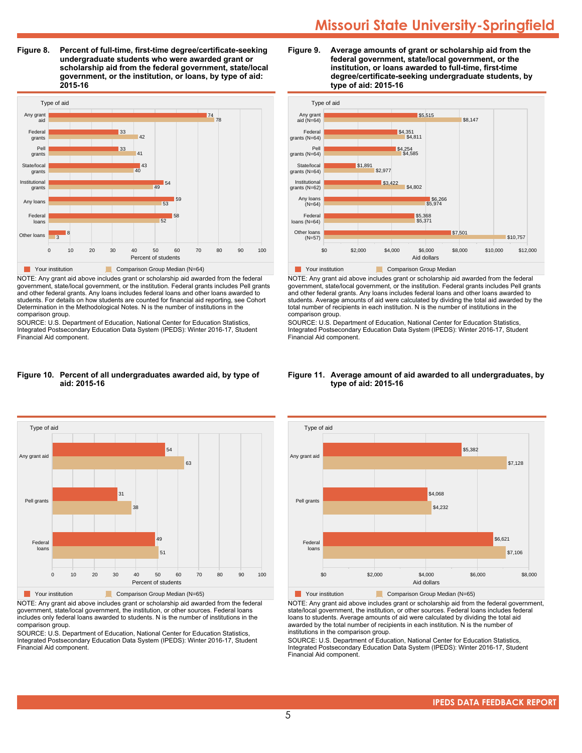# Missouri State University-Springfield

**Figure 8. Percent of full-time, first-time degree/certificate-seeking undergraduate students who were awarded grant or scholarship aid from the federal government, state/local government, or the institution, or loans, by type of aid: 2015-16**

| Type of aid | Your institution | Comparison Group Median (N=64) |
|---|---|---|
| Any grant aid | 74 | 78 |
| Federal grants | 33 | 42 |
| Pell grants | 33 | 41 |
| State/local grants | 43 | 40 |
| Institutional grants | 54 | 49 |
| Any loans | 59 | 53 |
| Federal loans | 58 | 52 |
| Other loans | 8 | 3 |

NOTE: Any grant aid above includes grant or scholarship aid awarded from the federal government, state/local government, or the institution. Federal grants includes Pell grants and other federal grants. Any loans includes federal loans and other loans awarded to students. For details on how students are counted for financial aid reporting, see Cohort Determination in the Methodological Notes. N is the number of institutions in the comparison group.

SOURCE: U.S. Department of Education, National Center for Education Statistics, Integrated Postsecondary Education Data System (IPEDS): Winter 2016-17, Student Financial Aid component.

**Figure 9. Average amounts of grant or scholarship aid from the federal government, state/local government, or the institution, or loans awarded to full-time, first-time degree/certificate-seeking undergraduate students, by type of aid: 2015-16**

| Type of aid | Your institution | Comparison Group Median |
|---|---|---|
| Any grant aid (N=64) | $5,515 | $8,147 |
| Federal grants (N=64) | $4,351 | $4,811 |
| Pell grants (N=64) | $4,254 | $4,585 |
| State/local grants (N=64) | $1,891 | $2,977 |
| Institutional grants (N=62) | $3,422 | $4,802 |
| Any loans (N=64) | $6,266 | $5,974 |
| Federal loans (N=64) | $5,368 | $5,371 |
| Other loans (N=57) | $7,501 | $10,757 |

NOTE: Any grant aid above includes grant or scholarship aid awarded from the federal government, state/local government, or the institution. Federal grants includes Pell grants and other federal grants. Any loans includes federal loans and other loans awarded to students. Average amounts of aid were calculated by dividing the total aid awarded by the total number of recipients in each institution. N is the number of institutions in the comparison group.

SOURCE: U.S. Department of Education, National Center for Education Statistics, Integrated Postsecondary Education Data System (IPEDS): Winter 2016-17, Student Financial Aid component.

**Figure 10. Percent of all undergraduates awarded aid, by type of aid: 2015-16**

| Type of aid | Your institution | Comparison Group Median (N=65) |
|---|---|---|
| Any grant aid | 54 | 63 |
| Pell grants | 31 | 38 |
| Federal loans | 49 | 51 |

NOTE: Any grant aid above includes grant or scholarship aid awarded from the federal government, state/local government, the institution, or other sources. Federal loans includes only federal loans awarded to students. N is the number of institutions in the comparison group.

SOURCE: U.S. Department of Education, National Center for Education Statistics, Integrated Postsecondary Education Data System (IPEDS): Winter 2016-17, Student Financial Aid component.

**Figure 11. Average amount of aid awarded to all undergraduates, by type of aid: 2015-16**

| Type of aid | Your institution | Comparison Group Median (N=65) |
|---|---|---|
| Any grant aid | $5,382 | $7,128 |
| Pell grants | $4,068 | $4,232 |
| Federal loans | $6,621 | $7,106 |

NOTE: Any grant aid above includes grant or scholarship aid from the federal government, state/local government, the institution, or other sources. Federal loans includes federal loans to students. Average amounts of aid were calculated by dividing the total aid awarded by the total number of recipients in each institution. N is the number of institutions in the comparison group.

SOURCE: U.S. Department of Education, National Center for Education Statistics, Integrated Postsecondary Education Data System (IPEDS): Winter 2016-17, Student Financial Aid component.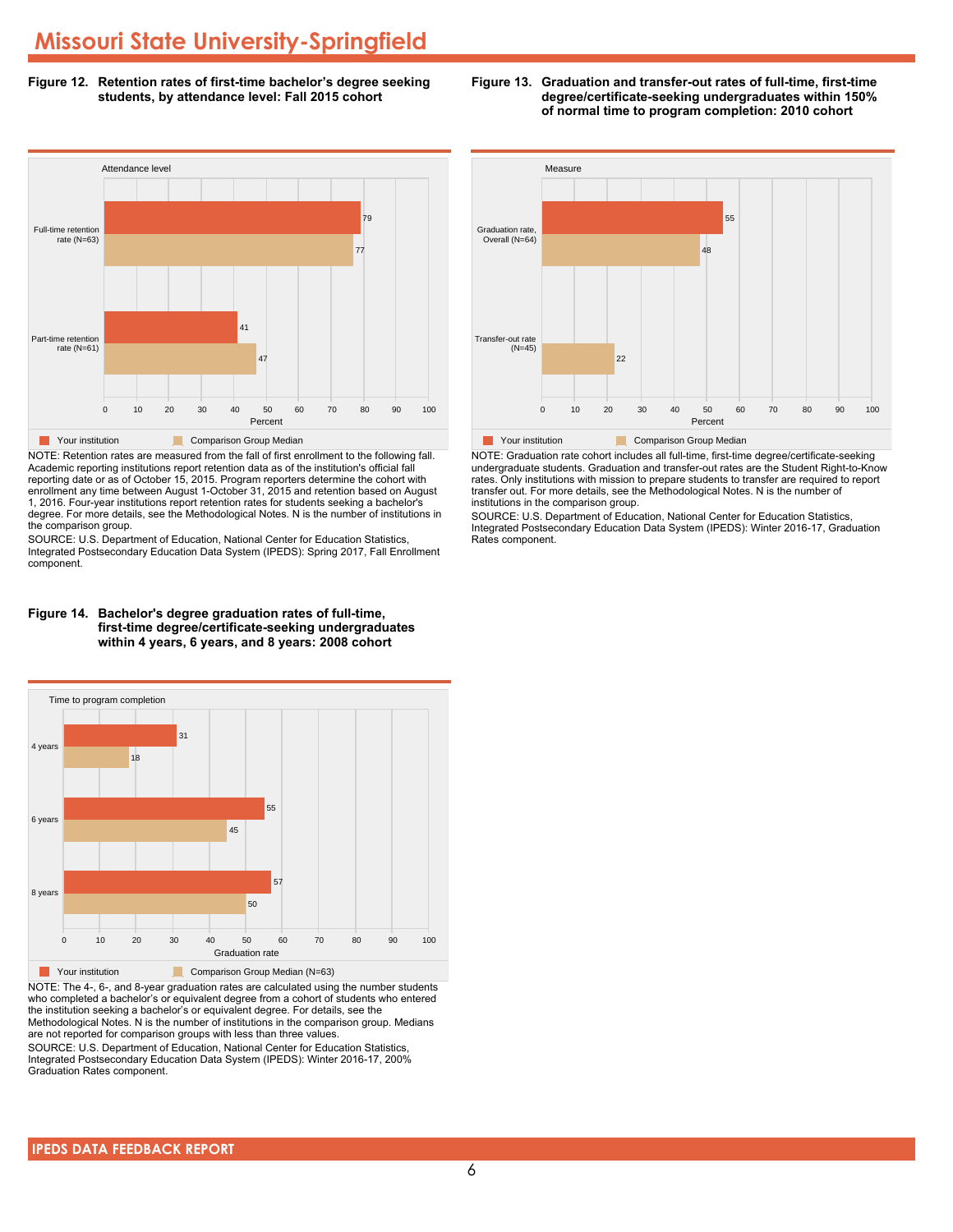# Missouri State University-Springfield

**Figure 12. Retention rates of first-time bachelor's degree seeking students, by attendance level: Fall 2015 cohort**

| Attendance level | Your institution | Comparison Group Median |
|---|---|---|
| Full-time retention rate (N=63) | 79 | 77 |
| Part-time retention rate (N=61) | 41 | 47 |

NOTE: Retention rates are measured from the fall of first enrollment to the following fall. Academic reporting institutions report retention data as of the institution's official fall reporting date or as of October 15, 2015. Program reporters determine the cohort with enrollment any time between August 1-October 31, 2015 and retention based on August 1, 2016. Four-year institutions report retention rates for students seeking a bachelor's degree. For more details, see the Methodological Notes. N is the number of institutions in the comparison group.

SOURCE: U.S. Department of Education, National Center for Education Statistics, Integrated Postsecondary Education Data System (IPEDS): Spring 2017, Fall Enrollment component.

**Figure 13. Graduation and transfer-out rates of full-time, first-time degree/certificate-seeking undergraduates within 150% of normal time to program completion: 2010 cohort**

| Measure | Your institution | Comparison Group Median |
|---|---|---|
| Graduation rate, Overall (N=64) | 55 | 48 |
| Transfer-out rate (N=45) | | 22 |

NOTE: Graduation rate cohort includes all full-time, first-time degree/certificate-seeking undergraduate students. Graduation and transfer-out rates are the Student Right-to-Know rates. Only institutions with mission to prepare students to transfer are required to report transfer out. For more details, see the Methodological Notes. N is the number of institutions in the comparison group.

SOURCE: U.S. Department of Education, National Center for Education Statistics, Integrated Postsecondary Education Data System (IPEDS): Winter 2016-17, Graduation Rates component.

**Figure 14. Bachelor's degree graduation rates of full-time, first-time degree/certificate-seeking undergraduates within 4 years, 6 years, and 8 years: 2008 cohort**

| Time to program completion | Your institution | Comparison Group Median (N=63) |
|---|---|---|
| 4 years | 31 | 18 |
| 6 years | 55 | 45 |
| 8 years | 57 | 50 |

NOTE: The 4-, 6-, and 8-year graduation rates are calculated using the number students who completed a bachelor's or equivalent degree from a cohort of students who entered the institution seeking a bachelor's or equivalent degree. For details, see the Methodological Notes. N is the number of institutions in the comparison group. Medians are not reported for comparison groups with less than three values.

SOURCE: U.S. Department of Education, National Center for Education Statistics, Integrated Postsecondary Education Data System (IPEDS): Winter 2016-17, 200% Graduation Rates component.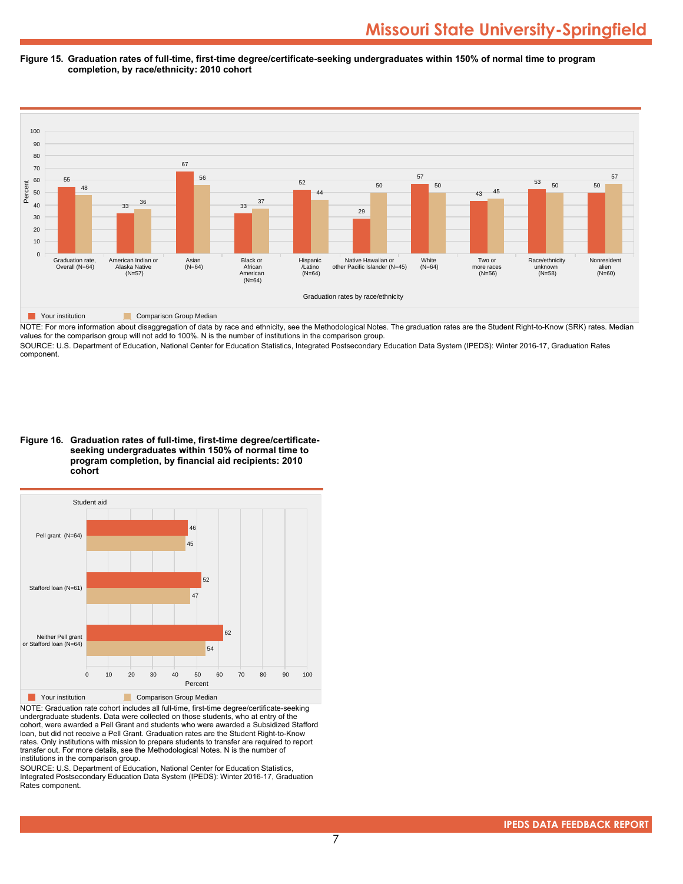# Missouri State University-Springfield

**Figure 15. Graduation rates of full-time, first-time degree/certificate-seeking undergraduates within 150% of normal time to program completion, by race/ethnicity: 2010 cohort**

| Graduation rates by race/ethnicity | Your institution | Comparison Group Median |
|---|---|---|
| Graduation rate, Overall (N=64) | 55 | 48 |
| American Indian or Alaska Native (N=57) | 33 | 36 |
| Asian (N=64) | 67 | 56 |
| Black or African American (N=64) | 33 | 37 |
| Hispanic /Latino (N=64) | 52 | 44 |
| Native Hawaiian or other Pacific Islander (N=45) | 29 | 50 |
| White (N=64) | 57 | 50 |
| Two or more races (N=56) | 43 | 45 |
| Race/ethnicity unknown (N=58) | 53 | 50 |
| Nonresident alien (N=60) | 50 | 57 |

NOTE: For more information about disaggregation of data by race and ethnicity, see the Methodological Notes. The graduation rates are the Student Right-to-Know (SRK) rates. Median values for the comparison group will not add to 100%. N is the number of institutions in the comparison group.

SOURCE: U.S. Department of Education, National Center for Education Statistics, Integrated Postsecondary Education Data System (IPEDS): Winter 2016-17, Graduation Rates component.

**Figure 16. Graduation rates of full-time, first-time degree/certificate-seeking undergraduates within 150% of normal time to program completion, by financial aid recipients: 2010 cohort**

| Student aid | Your institution | Comparison Group Median |
|---|---|---|
| Pell grant (N=64) | 46 | 45 |
| Stafford loan (N=61) | 52 | 47 |
| Neither Pell grant or Stafford loan (N=64) | 62 | 54 |

NOTE: Graduation rate cohort includes all full-time, first-time degree/certificate-seeking undergraduate students. Data were collected on those students, who at entry of the cohort, were awarded a Pell Grant and students who were awarded a Subsidized Stafford loan, but did not receive a Pell Grant. Graduation rates are the Student Right-to-Know rates. Only institutions with mission to prepare students to transfer are required to report transfer out. For more details, see the Methodological Notes. N is the number of institutions in the comparison group.

SOURCE: U.S. Department of Education, National Center for Education Statistics, Integrated Postsecondary Education Data System (IPEDS): Winter 2016-17, Graduation Rates component.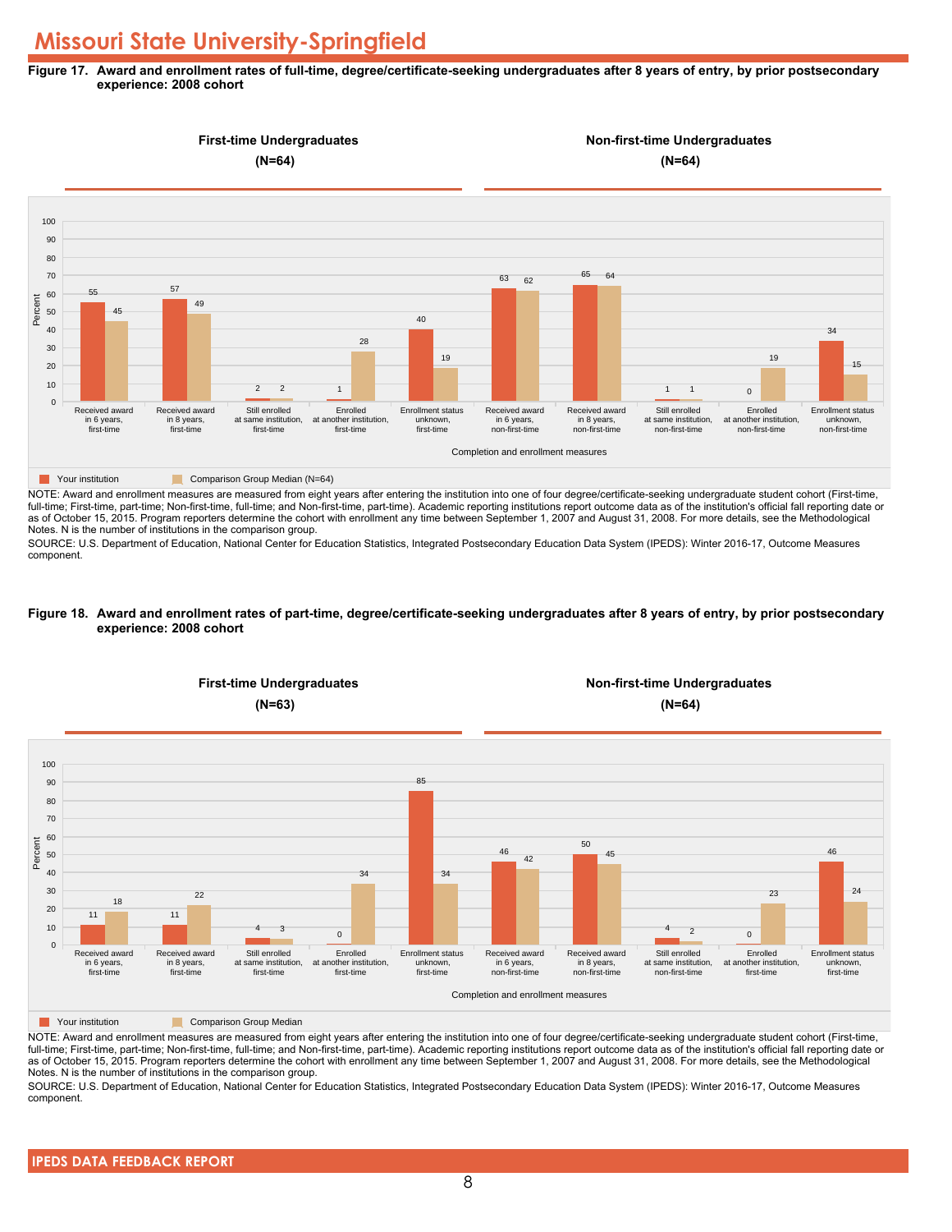# Missouri State University-Springfield

**Figure 17. Award and enrollment rates of full-time, degree/certificate-seeking undergraduates after 8 years of entry, by prior postsecondary experience: 2008 cohort**

**First-time Undergraduates (N=64)** | **Non-first-time Undergraduates (N=64)**

| Completion and enrollment measures | Your institution | Comparison Group Median (N=64) |
|---|---|---|
| Received award in 6 years, first-time | 55 | 45 |
| Received award in 8 years, first-time | 57 | 49 |
| Still enrolled at same institution, first-time | 2 | 2 |
| Enrolled at another institution, first-time | 1 | 28 |
| Enrollment status unknown, first-time | 40 | 19 |
| Received award in 6 years, non-first-time | 63 | 62 |
| Received award in 8 years, non-first-time | 65 | 64 |
| Still enrolled at same institution, non-first-time | 1 | 1 |
| Enrolled at another institution, non-first-time | 0 | 19 |
| Enrollment status unknown, non-first-time | 34 | 15 |

NOTE: Award and enrollment measures are measured from eight years after entering the institution into one of four degree/certificate-seeking undergraduate student cohort (First-time, full-time; First-time, part-time; Non-first-time, full-time; and Non-first-time, part-time). Academic reporting institutions report outcome data as of the institution's official fall reporting date or as of October 15, 2015. Program reporters determine the cohort with enrollment any time between September 1, 2007 and August 31, 2008. For more details, see the Methodological Notes. N is the number of institutions in the comparison group.

SOURCE: U.S. Department of Education, National Center for Education Statistics, Integrated Postsecondary Education Data System (IPEDS): Winter 2016-17, Outcome Measures component.

**Figure 18. Award and enrollment rates of part-time, degree/certificate-seeking undergraduates after 8 years of entry, by prior postsecondary experience: 2008 cohort**

**First-time Undergraduates (N=63)** | **Non-first-time Undergraduates (N=64)**

| Completion and enrollment measures | Your institution | Comparison Group Median |
|---|---|---|
| Received award in 6 years, first-time | 11 | 18 |
| Received award in 8 years, first-time | 11 | 22 |
| Still enrolled at same institution, first-time | 4 | 3 |
| Enrolled at another institution, first-time | 0 | 34 |
| Enrollment status unknown, first-time | 85 | 34 |
| Received award in 6 years, non-first-time | 46 | 42 |
| Received award in 8 years, non-first-time | 50 | 45 |
| Still enrolled at same institution, non-first-time | 4 | 2 |
| Enrolled at another institution, first-time | 0 | 23 |
| Enrollment status unknown, first-time | 46 | 24 |

NOTE: Award and enrollment measures are measured from eight years after entering the institution into one of four degree/certificate-seeking undergraduate student cohort (First-time, full-time; First-time, part-time; Non-first-time, full-time; and Non-first-time, part-time). Academic reporting institutions report outcome data as of the institution's official fall reporting date or as of October 15, 2015. Program reporters determine the cohort with enrollment any time between September 1, 2007 and August 31, 2008. For more details, see the Methodological Notes. N is the number of institutions in the comparison group.

SOURCE: U.S. Department of Education, National Center for Education Statistics, Integrated Postsecondary Education Data System (IPEDS): Winter 2016-17, Outcome Measures component.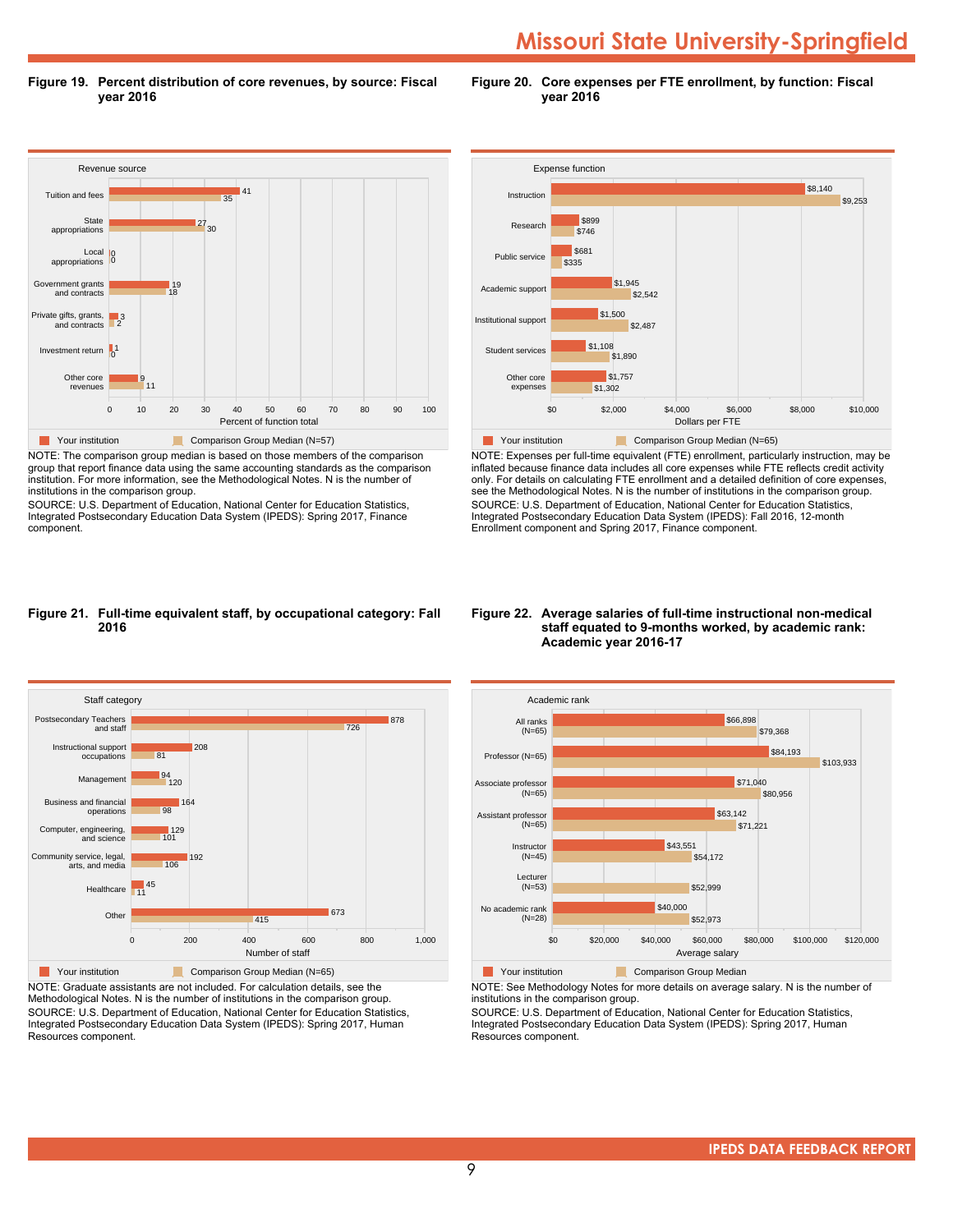# Missouri State University-Springfield

## Figure 19. Percent distribution of core revenues, by source: Fiscal year 2016

| Revenue source | Your institution | Comparison Group Median (N=57) |
|---|---|---|
| Tuition and fees | 41 | 35 |
| State appropriations | 27 | 30 |
| Local appropriations | 0 | 0 |
| Government grants and contracts | 19 | 18 |
| Private gifts, grants, and contracts | 3 | 2 |
| Investment return | 1 | 0 |
| Other core revenues | 9 | 11 |

Percent of function total

NOTE: The comparison group median is based on those members of the comparison group that report finance data using the same accounting standards as the comparison institution. For more information, see the Methodological Notes. N is the number of institutions in the comparison group.

SOURCE: U.S. Department of Education, National Center for Education Statistics, Integrated Postsecondary Education Data System (IPEDS): Spring 2017, Finance component.

## Figure 20. Core expenses per FTE enrollment, by function: Fiscal year 2016

| Expense function | Your institution | Comparison Group Median (N=65) |
|---|---|---|
| Instruction | $8,140 | $9,253 |
| Research | $899 | $746 |
| Public service | $681 | $335 |
| Academic support | $1,945 | $2,542 |
| Institutional support | $1,500 | $2,487 |
| Student services | $1,108 | $1,890 |
| Other core expenses | $1,757 | $1,302 |

Dollars per FTE

NOTE: Expenses per full-time equivalent (FTE) enrollment, particularly instruction, may be inflated because finance data includes all core expenses while FTE reflects credit activity only. For details on calculating FTE enrollment and a detailed definition of core expenses, see the Methodological Notes. N is the number of institutions in the comparison group.

SOURCE: U.S. Department of Education, National Center for Education Statistics, Integrated Postsecondary Education Data System (IPEDS): Fall 2016, 12-month Enrollment component and Spring 2017, Finance component.

## Figure 21. Full-time equivalent staff, by occupational category: Fall 2016

| Staff category | Your institution | Comparison Group Median (N=65) |
|---|---|---|
| Postsecondary Teachers and staff | 878 | 726 |
| Instructional support occupations | 208 | 81 |
| Management | 94 | 120 |
| Business and financial operations | 164 | 98 |
| Computer, engineering, and science | 129 | 101 |
| Community service, legal, arts, and media | 192 | 106 |
| Healthcare | 45 | 11 |
| Other | 673 | 415 |

Number of staff

NOTE: Graduate assistants are not included. For calculation details, see the Methodological Notes. N is the number of institutions in the comparison group.

SOURCE: U.S. Department of Education, National Center for Education Statistics, Integrated Postsecondary Education Data System (IPEDS): Spring 2017, Human Resources component.

## Figure 22. Average salaries of full-time instructional non-medical staff equated to 9-months worked, by academic rank: Academic year 2016-17

| Academic rank | Your institution | Comparison Group Median |
|---|---|---|
| All ranks (N=65) | $66,898 | $79,368 |
| Professor (N=65) | $84,193 | $103,933 |
| Associate professor (N=65) | $71,040 | $80,956 |
| Assistant professor (N=65) | $63,142 | $71,221 |
| Instructor (N=45) | $43,551 | $54,172 |
| Lecturer (N=53) | | $52,999 |
| No academic rank (N=28) | $40,000 | $52,973 |

Average salary

NOTE: See Methodology Notes for more details on average salary. N is the number of institutions in the comparison group.

SOURCE: U.S. Department of Education, National Center for Education Statistics, Integrated Postsecondary Education Data System (IPEDS): Spring 2017, Human Resources component.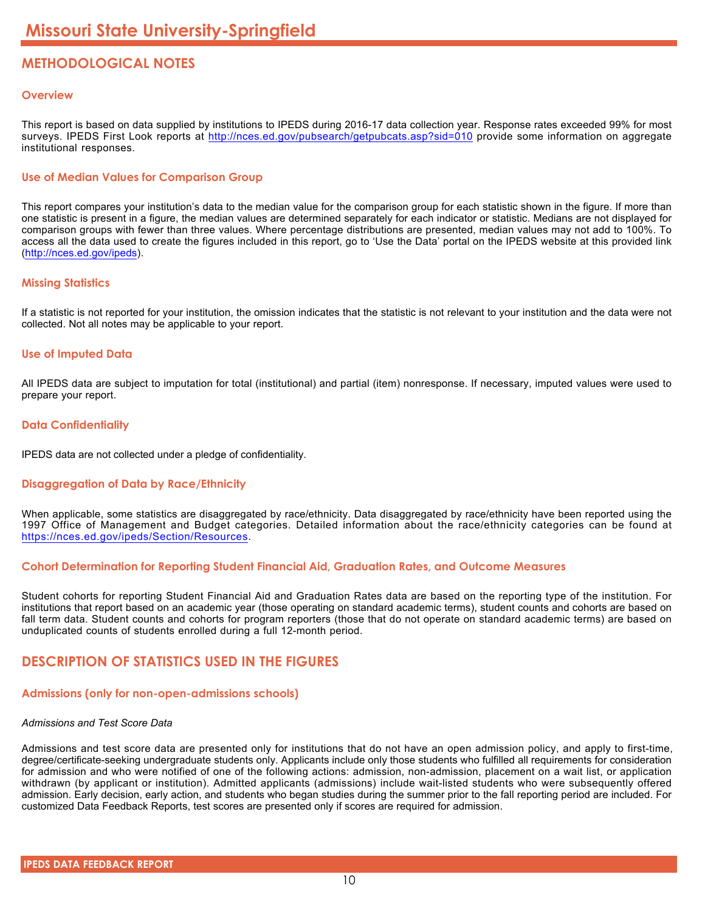# Missouri State University-Springfield

## METHODOLOGICAL NOTES

### Overview

This report is based on data supplied by institutions to IPEDS during 2016-17 data collection year. Response rates exceeded 99% for most surveys. IPEDS First Look reports at http://nces.ed.gov/pubsearch/getpubcats.asp?sid=010 provide some information on aggregate institutional responses.

### Use of Median Values for Comparison Group

This report compares your institution's data to the median value for the comparison group for each statistic shown in the figure. If more than one statistic is present in a figure, the median values are determined separately for each indicator or statistic. Medians are not displayed for comparison groups with fewer than three values. Where percentage distributions are presented, median values may not add to 100%. To access all the data used to create the figures included in this report, go to 'Use the Data' portal on the IPEDS website at this provided link (http://nces.ed.gov/ipeds).

### Missing Statistics

If a statistic is not reported for your institution, the omission indicates that the statistic is not relevant to your institution and the data were not collected. Not all notes may be applicable to your report.

### Use of Imputed Data

All IPEDS data are subject to imputation for total (institutional) and partial (item) nonresponse. If necessary, imputed values were used to prepare your report.

### Data Confidentiality

IPEDS data are not collected under a pledge of confidentiality.

### Disaggregation of Data by Race/Ethnicity

When applicable, some statistics are disaggregated by race/ethnicity. Data disaggregated by race/ethnicity have been reported using the 1997 Office of Management and Budget categories. Detailed information about the race/ethnicity categories can be found at https://nces.ed.gov/ipeds/Section/Resources.

### Cohort Determination for Reporting Student Financial Aid, Graduation Rates, and Outcome Measures

Student cohorts for reporting Student Financial Aid and Graduation Rates data are based on the reporting type of the institution. For institutions that report based on an academic year (those operating on standard academic terms), student counts and cohorts are based on fall term data. Student counts and cohorts for program reporters (those that do not operate on standard academic terms) are based on unduplicated counts of students enrolled during a full 12-month period.

## DESCRIPTION OF STATISTICS USED IN THE FIGURES

### Admissions (only for non-open-admissions schools)

*Admissions and Test Score Data*

Admissions and test score data are presented only for institutions that do not have an open admission policy, and apply to first-time, degree/certificate-seeking undergraduate students only. Applicants include only those students who fulfilled all requirements for consideration for admission and who were notified of one of the following actions: admission, non-admission, placement on a wait list, or application withdrawn (by applicant or institution). Admitted applicants (admissions) include wait-listed students who were subsequently offered admission. Early decision, early action, and students who began studies during the summer prior to the fall reporting period are included. For customized Data Feedback Reports, test scores are presented only if scores are required for admission.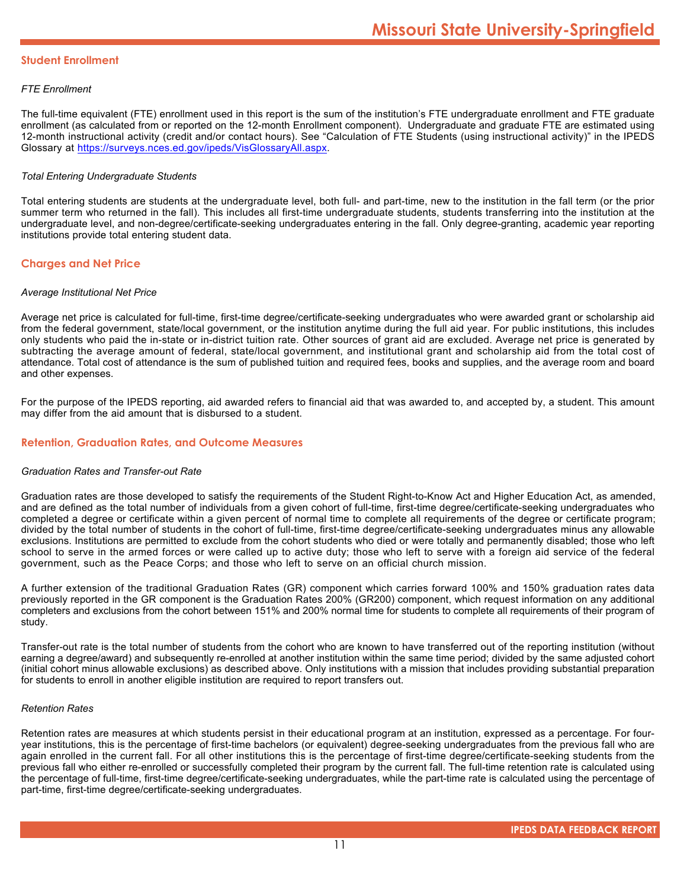## Student Enrollment

*FTE Enrollment*

The full-time equivalent (FTE) enrollment used in this report is the sum of the institution's FTE undergraduate enrollment and FTE graduate enrollment (as calculated from or reported on the 12-month Enrollment component). Undergraduate and graduate FTE are estimated using 12-month instructional activity (credit and/or contact hours). See "Calculation of FTE Students (using instructional activity)" in the IPEDS Glossary at https://surveys.nces.ed.gov/ipeds/VisGlossaryAll.aspx.

*Total Entering Undergraduate Students*

Total entering students are students at the undergraduate level, both full- and part-time, new to the institution in the fall term (or the prior summer term who returned in the fall). This includes all first-time undergraduate students, students transferring into the institution at the undergraduate level, and non-degree/certificate-seeking undergraduates entering in the fall. Only degree-granting, academic year reporting institutions provide total entering student data.

## Charges and Net Price

*Average Institutional Net Price*

Average net price is calculated for full-time, first-time degree/certificate-seeking undergraduates who were awarded grant or scholarship aid from the federal government, state/local government, or the institution anytime during the full aid year. For public institutions, this includes only students who paid the in-state or in-district tuition rate. Other sources of grant aid are excluded. Average net price is generated by subtracting the average amount of federal, state/local government, and institutional grant and scholarship aid from the total cost of attendance. Total cost of attendance is the sum of published tuition and required fees, books and supplies, and the average room and board and other expenses.

For the purpose of the IPEDS reporting, aid awarded refers to financial aid that was awarded to, and accepted by, a student. This amount may differ from the aid amount that is disbursed to a student.

## Retention, Graduation Rates, and Outcome Measures

*Graduation Rates and Transfer-out Rate*

Graduation rates are those developed to satisfy the requirements of the Student Right-to-Know Act and Higher Education Act, as amended, and are defined as the total number of individuals from a given cohort of full-time, first-time degree/certificate-seeking undergraduates who completed a degree or certificate within a given percent of normal time to complete all requirements of the degree or certificate program; divided by the total number of students in the cohort of full-time, first-time degree/certificate-seeking undergraduates minus any allowable exclusions. Institutions are permitted to exclude from the cohort students who died or were totally and permanently disabled; those who left school to serve in the armed forces or were called up to active duty; those who left to serve with a foreign aid service of the federal government, such as the Peace Corps; and those who left to serve on an official church mission.

A further extension of the traditional Graduation Rates (GR) component which carries forward 100% and 150% graduation rates data previously reported in the GR component is the Graduation Rates 200% (GR200) component, which request information on any additional completers and exclusions from the cohort between 151% and 200% normal time for students to complete all requirements of their program of study.

Transfer-out rate is the total number of students from the cohort who are known to have transferred out of the reporting institution (without earning a degree/award) and subsequently re-enrolled at another institution within the same time period; divided by the same adjusted cohort (initial cohort minus allowable exclusions) as described above. Only institutions with a mission that includes providing substantial preparation for students to enroll in another eligible institution are required to report transfers out.

*Retention Rates*

Retention rates are measures at which students persist in their educational program at an institution, expressed as a percentage. For four-year institutions, this is the percentage of first-time bachelors (or equivalent) degree-seeking undergraduates from the previous fall who are again enrolled in the current fall. For all other institutions this is the percentage of first-time degree/certificate-seeking students from the previous fall who either re-enrolled or successfully completed their program by the current fall. The full-time retention rate is calculated using the percentage of full-time, first-time degree/certificate-seeking undergraduates, while the part-time rate is calculated using the percentage of part-time, first-time degree/certificate-seeking undergraduates.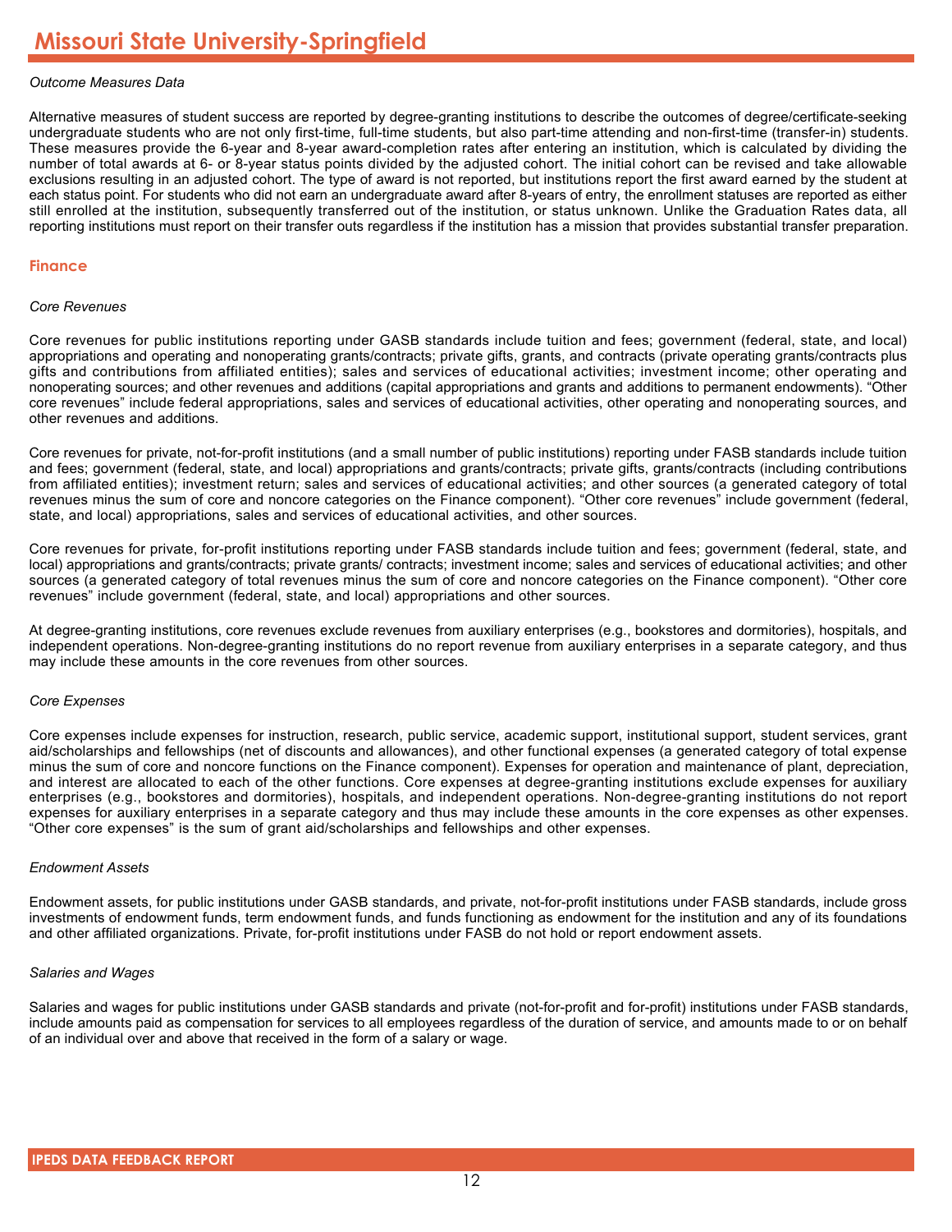*Outcome Measures Data*

Alternative measures of student success are reported by degree-granting institutions to describe the outcomes of degree/certificate-seeking undergraduate students who are not only first-time, full-time students, but also part-time attending and non-first-time (transfer-in) students. These measures provide the 6-year and 8-year award-completion rates after entering an institution, which is calculated by dividing the number of total awards at 6- or 8-year status points divided by the adjusted cohort. The initial cohort can be revised and take allowable exclusions resulting in an adjusted cohort. The type of award is not reported, but institutions report the first award earned by the student at each status point. For students who did not earn an undergraduate award after 8-years of entry, the enrollment statuses are reported as either still enrolled at the institution, subsequently transferred out of the institution, or status unknown. Unlike the Graduation Rates data, all reporting institutions must report on their transfer outs regardless if the institution has a mission that provides substantial transfer preparation.

## Finance

*Core Revenues*

Core revenues for public institutions reporting under GASB standards include tuition and fees; government (federal, state, and local) appropriations and operating and nonoperating grants/contracts; private gifts, grants, and contracts (private operating grants/contracts plus gifts and contributions from affiliated entities); sales and services of educational activities; investment income; other operating and nonoperating sources; and other revenues and additions (capital appropriations and grants and additions to permanent endowments). “Other core revenues” include federal appropriations, sales and services of educational activities, other operating and nonoperating sources, and other revenues and additions.

Core revenues for private, not-for-profit institutions (and a small number of public institutions) reporting under FASB standards include tuition and fees; government (federal, state, and local) appropriations and grants/contracts; private gifts, grants/contracts (including contributions from affiliated entities); investment return; sales and services of educational activities; and other sources (a generated category of total revenues minus the sum of core and noncore categories on the Finance component). “Other core revenues” include government (federal, state, and local) appropriations, sales and services of educational activities, and other sources.

Core revenues for private, for-profit institutions reporting under FASB standards include tuition and fees; government (federal, state, and local) appropriations and grants/contracts; private grants/ contracts; investment income; sales and services of educational activities; and other sources (a generated category of total revenues minus the sum of core and noncore categories on the Finance component). “Other core revenues” include government (federal, state, and local) appropriations and other sources.

At degree-granting institutions, core revenues exclude revenues from auxiliary enterprises (e.g., bookstores and dormitories), hospitals, and independent operations. Non-degree-granting institutions do no report revenue from auxiliary enterprises in a separate category, and thus may include these amounts in the core revenues from other sources.

*Core Expenses*

Core expenses include expenses for instruction, research, public service, academic support, institutional support, student services, grant aid/scholarships and fellowships (net of discounts and allowances), and other functional expenses (a generated category of total expense minus the sum of core and noncore functions on the Finance component). Expenses for operation and maintenance of plant, depreciation, and interest are allocated to each of the other functions. Core expenses at degree-granting institutions exclude expenses for auxiliary enterprises (e.g., bookstores and dormitories), hospitals, and independent operations. Non-degree-granting institutions do not report expenses for auxiliary enterprises in a separate category and thus may include these amounts in the core expenses as other expenses. “Other core expenses” is the sum of grant aid/scholarships and fellowships and other expenses.

*Endowment Assets*

Endowment assets, for public institutions under GASB standards, and private, not-for-profit institutions under FASB standards, include gross investments of endowment funds, term endowment funds, and funds functioning as endowment for the institution and any of its foundations and other affiliated organizations. Private, for-profit institutions under FASB do not hold or report endowment assets.

*Salaries and Wages*

Salaries and wages for public institutions under GASB standards and private (not-for-profit and for-profit) institutions under FASB standards, include amounts paid as compensation for services to all employees regardless of the duration of service, and amounts made to or on behalf of an individual over and above that received in the form of a salary or wage.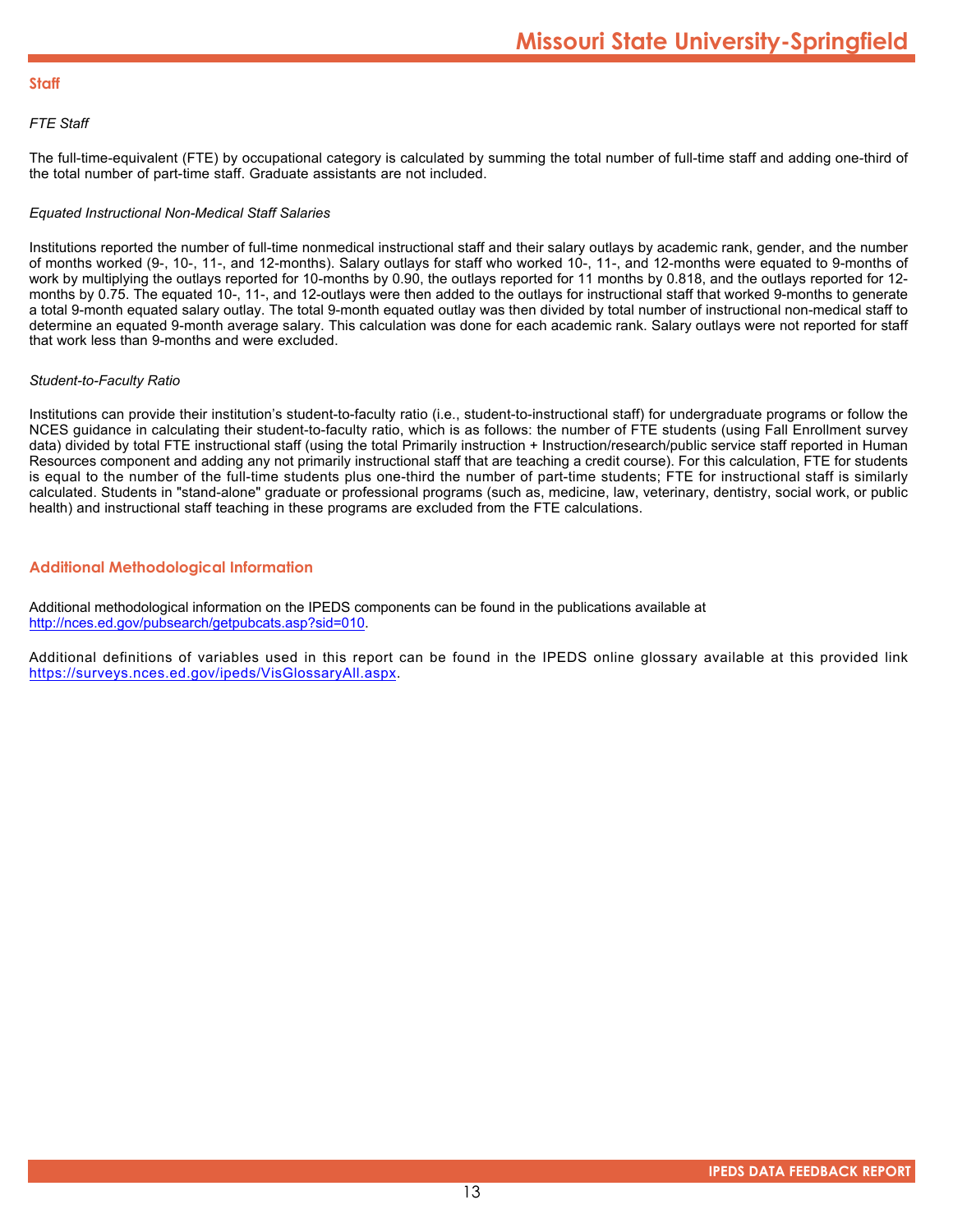## Staff

*FTE Staff*

The full-time-equivalent (FTE) by occupational category is calculated by summing the total number of full-time staff and adding one-third of the total number of part-time staff. Graduate assistants are not included.

*Equated Instructional Non-Medical Staff Salaries*

Institutions reported the number of full-time nonmedical instructional staff and their salary outlays by academic rank, gender, and the number of months worked (9-, 10-, 11-, and 12-months). Salary outlays for staff who worked 10-, 11-, and 12-months were equated to 9-months of work by multiplying the outlays reported for 10-months by 0.90, the outlays reported for 11 months by 0.818, and the outlays reported for 12-months by 0.75. The equated 10-, 11-, and 12-outlays were then added to the outlays for instructional staff that worked 9-months to generate a total 9-month equated salary outlay. The total 9-month equated outlay was then divided by total number of instructional non-medical staff to determine an equated 9-month average salary. This calculation was done for each academic rank. Salary outlays were not reported for staff that work less than 9-months and were excluded.

*Student-to-Faculty Ratio*

Institutions can provide their institution's student-to-faculty ratio (i.e., student-to-instructional staff) for undergraduate programs or follow the NCES guidance in calculating their student-to-faculty ratio, which is as follows: the number of FTE students (using Fall Enrollment survey data) divided by total FTE instructional staff (using the total Primarily instruction + Instruction/research/public service staff reported in Human Resources component and adding any not primarily instructional staff that are teaching a credit course). For this calculation, FTE for students is equal to the number of the full-time students plus one-third the number of part-time students; FTE for instructional staff is similarly calculated. Students in "stand-alone" graduate or professional programs (such as, medicine, law, veterinary, dentistry, social work, or public health) and instructional staff teaching in these programs are excluded from the FTE calculations.

## Additional Methodological Information

Additional methodological information on the IPEDS components can be found in the publications available at http://nces.ed.gov/pubsearch/getpubcats.asp?sid=010.

Additional definitions of variables used in this report can be found in the IPEDS online glossary available at this provided link https://surveys.nces.ed.gov/ipeds/VisGlossaryAll.aspx.